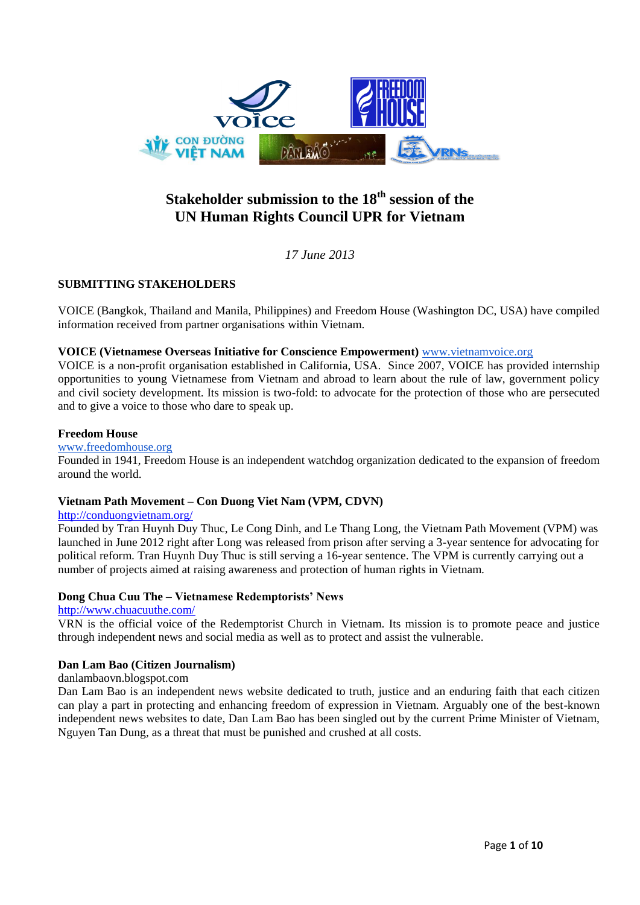# Stakeholder submission to the 18th session of the UN Human Rights Council UPR for Vietnam

*17 June 2013*

## SUBMITTING STAKEHOLDERS

VOICE (Bangkok, Thailand and Manila, Philippines) and Freedom House (Washington DC, USA) have compiled information received from partner organisations within Vietnam.

**VOICE (Vietnamese Overseas Initiative for Conscience Empowerment)** www.vietnamvoice.org
VOICE is a non-profit organisation established in California, USA. Since 2007, VOICE has provided internship opportunities to young Vietnamese from Vietnam and abroad to learn about the rule of law, government policy and civil society development. Its mission is two-fold: to advocate for the protection of those who are persecuted and to give a voice to those who dare to speak up.

**Freedom House**
www.freedomhouse.org
Founded in 1941, Freedom House is an independent watchdog organization dedicated to the expansion of freedom around the world.

**Vietnam Path Movement – Con Duong Viet Nam (VPM, CDVN)**
http://conduongvietnam.org/
Founded by Tran Huynh Duy Thuc, Le Cong Dinh, and Le Thang Long, the Vietnam Path Movement (VPM) was launched in June 2012 right after Long was released from prison after serving a 3-year sentence for advocating for political reform. Tran Huynh Duy Thuc is still serving a 16-year sentence. The VPM is currently carrying out a number of projects aimed at raising awareness and protection of human rights in Vietnam.

**Dong Chua Cuu The – Vietnamese Redemptorists' News**
http://www.chuacuuthe.com/
VRN is the official voice of the Redemptorist Church in Vietnam. Its mission is to promote peace and justice through independent news and social media as well as to protect and assist the vulnerable.

**Dan Lam Bao (Citizen Journalism)**
danlambaovn.blogspot.com
Dan Lam Bao is an independent news website dedicated to truth, justice and an enduring faith that each citizen can play a part in protecting and enhancing freedom of expression in Vietnam. Arguably one of the best-known independent news websites to date, Dan Lam Bao has been singled out by the current Prime Minister of Vietnam, Nguyen Tan Dung, as a threat that must be punished and crushed at all costs.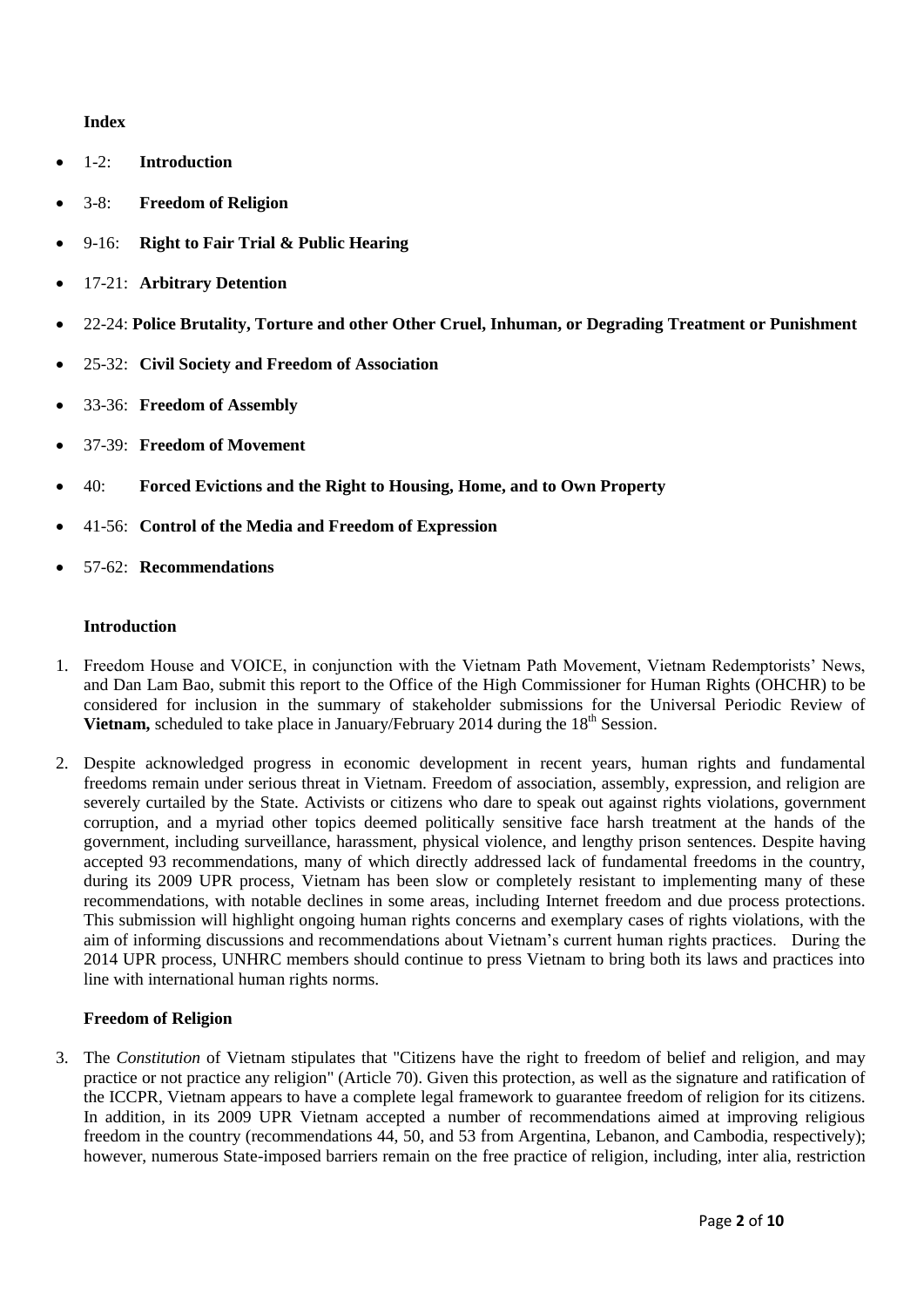**Index**

- 1-2: **Introduction**
- 3-8: **Freedom of Religion**
- 9-16: **Right to Fair Trial & Public Hearing**
- 17-21: **Arbitrary Detention**
- 22-24: **Police Brutality, Torture and other Other Cruel, Inhuman, or Degrading Treatment or Punishment**
- 25-32: **Civil Society and Freedom of Association**
- 33-36: **Freedom of Assembly**
- 37-39: **Freedom of Movement**
- 40: **Forced Evictions and the Right to Housing, Home, and to Own Property**
- 41-56: **Control of the Media and Freedom of Expression**
- 57-62: **Recommendations**

## Introduction

1. Freedom House and VOICE, in conjunction with the Vietnam Path Movement, Vietnam Redemptorists' News, and Dan Lam Bao, submit this report to the Office of the High Commissioner for Human Rights (OHCHR) to be considered for inclusion in the summary of stakeholder submissions for the Universal Periodic Review of **Vietnam,** scheduled to take place in January/February 2014 during the 18th Session.

2. Despite acknowledged progress in economic development in recent years, human rights and fundamental freedoms remain under serious threat in Vietnam. Freedom of association, assembly, expression, and religion are severely curtailed by the State. Activists or citizens who dare to speak out against rights violations, government corruption, and a myriad other topics deemed politically sensitive face harsh treatment at the hands of the government, including surveillance, harassment, physical violence, and lengthy prison sentences. Despite having accepted 93 recommendations, many of which directly addressed lack of fundamental freedoms in the country, during its 2009 UPR process, Vietnam has been slow or completely resistant to implementing many of these recommendations, with notable declines in some areas, including Internet freedom and due process protections. This submission will highlight ongoing human rights concerns and exemplary cases of rights violations, with the aim of informing discussions and recommendations about Vietnam's current human rights practices. During the 2014 UPR process, UNHRC members should continue to press Vietnam to bring both its laws and practices into line with international human rights norms.

## Freedom of Religion

3. The *Constitution* of Vietnam stipulates that "Citizens have the right to freedom of belief and religion, and may practice or not practice any religion" (Article 70). Given this protection, as well as the signature and ratification of the ICCPR, Vietnam appears to have a complete legal framework to guarantee freedom of religion for its citizens. In addition, in its 2009 UPR Vietnam accepted a number of recommendations aimed at improving religious freedom in the country (recommendations 44, 50, and 53 from Argentina, Lebanon, and Cambodia, respectively); however, numerous State-imposed barriers remain on the free practice of religion, including, inter alia, restriction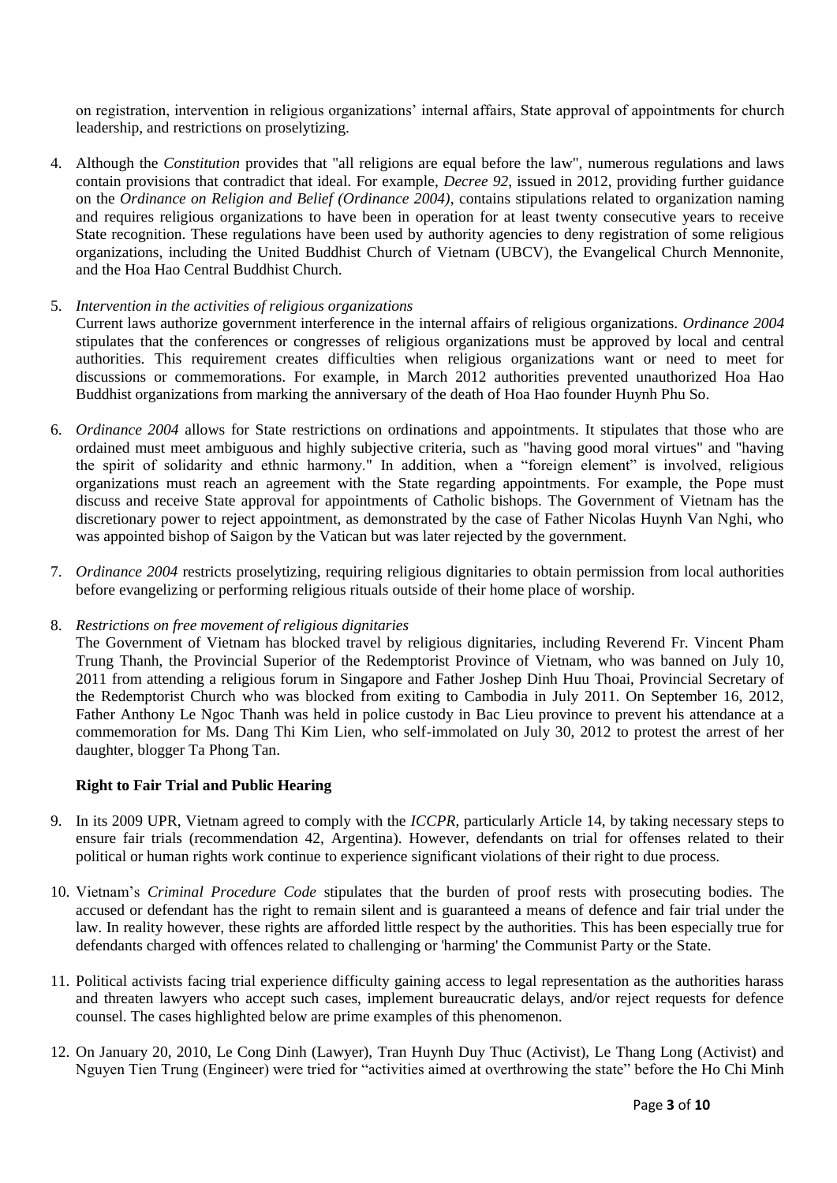on registration, intervention in religious organizations' internal affairs, State approval of appointments for church leadership, and restrictions on proselytizing.

4. Although the *Constitution* provides that "all religions are equal before the law", numerous regulations and laws contain provisions that contradict that ideal. For example, *Decree 92*, issued in 2012, providing further guidance on the *Ordinance on Religion and Belief (Ordinance 2004)*, contains stipulations related to organization naming and requires religious organizations to have been in operation for at least twenty consecutive years to receive State recognition. These regulations have been used by authority agencies to deny registration of some religious organizations, including the United Buddhist Church of Vietnam (UBCV), the Evangelical Church Mennonite, and the Hoa Hao Central Buddhist Church.

5. *Intervention in the activities of religious organizations*
Current laws authorize government interference in the internal affairs of religious organizations. *Ordinance 2004* stipulates that the conferences or congresses of religious organizations must be approved by local and central authorities. This requirement creates difficulties when religious organizations want or need to meet for discussions or commemorations. For example, in March 2012 authorities prevented unauthorized Hoa Hao Buddhist organizations from marking the anniversary of the death of Hoa Hao founder Huynh Phu So.

6. *Ordinance 2004* allows for State restrictions on ordinations and appointments. It stipulates that those who are ordained must meet ambiguous and highly subjective criteria, such as "having good moral virtues" and "having the spirit of solidarity and ethnic harmony." In addition, when a "foreign element" is involved, religious organizations must reach an agreement with the State regarding appointments. For example, the Pope must discuss and receive State approval for appointments of Catholic bishops. The Government of Vietnam has the discretionary power to reject appointment, as demonstrated by the case of Father Nicolas Huynh Van Nghi, who was appointed bishop of Saigon by the Vatican but was later rejected by the government.

7. *Ordinance 2004* restricts proselytizing, requiring religious dignitaries to obtain permission from local authorities before evangelizing or performing religious rituals outside of their home place of worship.

8. *Restrictions on free movement of religious dignitaries*
The Government of Vietnam has blocked travel by religious dignitaries, including Reverend Fr. Vincent Pham Trung Thanh, the Provincial Superior of the Redemptorist Province of Vietnam, who was banned on July 10, 2011 from attending a religious forum in Singapore and Father Joshep Dinh Huu Thoai, Provincial Secretary of the Redemptorist Church who was blocked from exiting to Cambodia in July 2011. On September 16, 2012, Father Anthony Le Ngoc Thanh was held in police custody in Bac Lieu province to prevent his attendance at a commemoration for Ms. Dang Thi Kim Lien, who self-immolated on July 30, 2012 to protest the arrest of her daughter, blogger Ta Phong Tan.

**Right to Fair Trial and Public Hearing**

9. In its 2009 UPR, Vietnam agreed to comply with the *ICCPR*, particularly Article 14, by taking necessary steps to ensure fair trials (recommendation 42, Argentina). However, defendants on trial for offenses related to their political or human rights work continue to experience significant violations of their right to due process.

10. Vietnam's *Criminal Procedure Code* stipulates that the burden of proof rests with prosecuting bodies. The accused or defendant has the right to remain silent and is guaranteed a means of defence and fair trial under the law. In reality however, these rights are afforded little respect by the authorities. This has been especially true for defendants charged with offences related to challenging or 'harming' the Communist Party or the State.

11. Political activists facing trial experience difficulty gaining access to legal representation as the authorities harass and threaten lawyers who accept such cases, implement bureaucratic delays, and/or reject requests for defence counsel. The cases highlighted below are prime examples of this phenomenon.

12. On January 20, 2010, Le Cong Dinh (Lawyer), Tran Huynh Duy Thuc (Activist), Le Thang Long (Activist) and Nguyen Tien Trung (Engineer) were tried for "activities aimed at overthrowing the state" before the Ho Chi Minh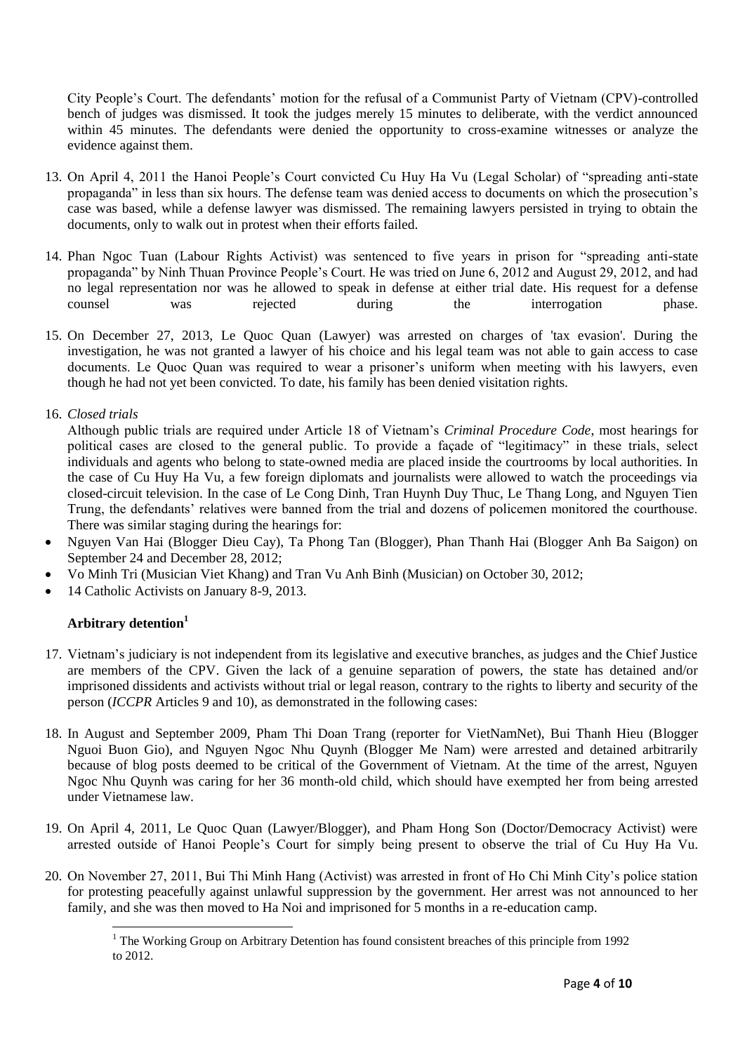City People's Court. The defendants' motion for the refusal of a Communist Party of Vietnam (CPV)-controlled bench of judges was dismissed. It took the judges merely 15 minutes to deliberate, with the verdict announced within 45 minutes. The defendants were denied the opportunity to cross-examine witnesses or analyze the evidence against them.

13. On April 4, 2011 the Hanoi People's Court convicted Cu Huy Ha Vu (Legal Scholar) of "spreading anti-state propaganda" in less than six hours. The defense team was denied access to documents on which the prosecution's case was based, while a defense lawyer was dismissed. The remaining lawyers persisted in trying to obtain the documents, only to walk out in protest when their efforts failed.

14. Phan Ngoc Tuan (Labour Rights Activist) was sentenced to five years in prison for "spreading anti-state propaganda" by Ninh Thuan Province People's Court. He was tried on June 6, 2012 and August 29, 2012, and had no legal representation nor was he allowed to speak in defense at either trial date. His request for a defense counsel was rejected during the interrogation phase.

15. On December 27, 2013, Le Quoc Quan (Lawyer) was arrested on charges of 'tax evasion'. During the investigation, he was not granted a lawyer of his choice and his legal team was not able to gain access to case documents. Le Quoc Quan was required to wear a prisoner's uniform when meeting with his lawyers, even though he had not yet been convicted. To date, his family has been denied visitation rights.

16. *Closed trials*

Although public trials are required under Article 18 of Vietnam's *Criminal Procedure Code*, most hearings for political cases are closed to the general public. To provide a façade of "legitimacy" in these trials, select individuals and agents who belong to state-owned media are placed inside the courtrooms by local authorities. In the case of Cu Huy Ha Vu, a few foreign diplomats and journalists were allowed to watch the proceedings via closed-circuit television. In the case of Le Cong Dinh, Tran Huynh Duy Thuc, Le Thang Long, and Nguyen Tien Trung, the defendants' relatives were banned from the trial and dozens of policemen monitored the courthouse. There was similar staging during the hearings for:

- Nguyen Van Hai (Blogger Dieu Cay), Ta Phong Tan (Blogger), Phan Thanh Hai (Blogger Anh Ba Saigon) on September 24 and December 28, 2012;
- Vo Minh Tri (Musician Viet Khang) and Tran Vu Anh Binh (Musician) on October 30, 2012;
- 14 Catholic Activists on January 8-9, 2013.

## Arbitrary detention[1]

17. Vietnam's judiciary is not independent from its legislative and executive branches, as judges and the Chief Justice are members of the CPV. Given the lack of a genuine separation of powers, the state has detained and/or imprisoned dissidents and activists without trial or legal reason, contrary to the rights to liberty and security of the person (*ICCPR* Articles 9 and 10), as demonstrated in the following cases:

18. In August and September 2009, Pham Thi Doan Trang (reporter for VietNamNet), Bui Thanh Hieu (Blogger Nguoi Buon Gio), and Nguyen Ngoc Nhu Quynh (Blogger Me Nam) were arrested and detained arbitrarily because of blog posts deemed to be critical of the Government of Vietnam. At the time of the arrest, Nguyen Ngoc Nhu Quynh was caring for her 36 month-old child, which should have exempted her from being arrested under Vietnamese law.

19. On April 4, 2011, Le Quoc Quan (Lawyer/Blogger), and Pham Hong Son (Doctor/Democracy Activist) were arrested outside of Hanoi People's Court for simply being present to observe the trial of Cu Huy Ha Vu.

20. On November 27, 2011, Bui Thi Minh Hang (Activist) was arrested in front of Ho Chi Minh City's police station for protesting peacefully against unlawful suppression by the government. Her arrest was not announced to her family, and she was then moved to Ha Noi and imprisoned for 5 months in a re-education camp.

[1] The Working Group on Arbitrary Detention has found consistent breaches of this principle from 1992 to 2012.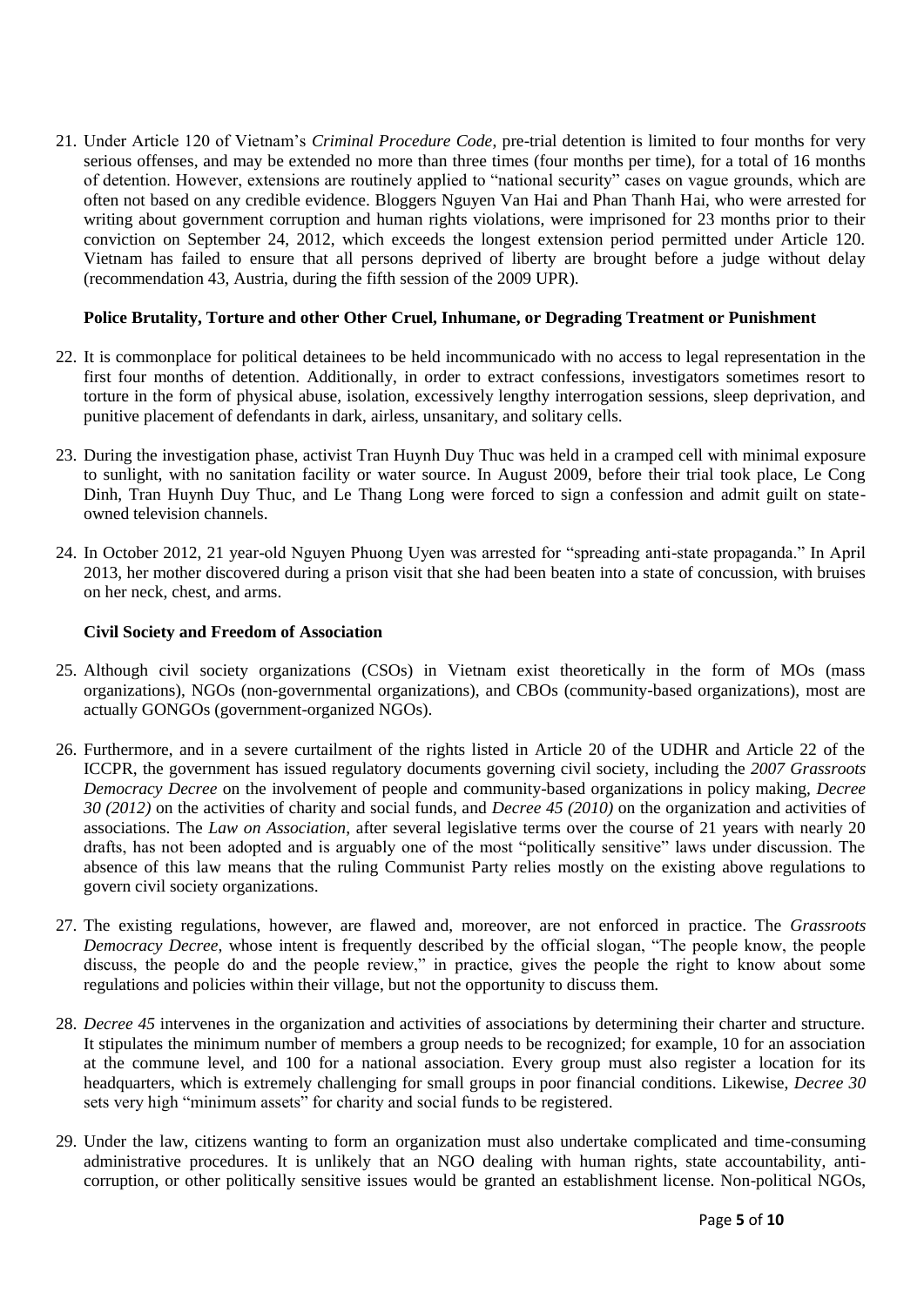21. Under Article 120 of Vietnam's *Criminal Procedure Code*, pre-trial detention is limited to four months for very serious offenses, and may be extended no more than three times (four months per time), for a total of 16 months of detention. However, extensions are routinely applied to "national security" cases on vague grounds, which are often not based on any credible evidence. Bloggers Nguyen Van Hai and Phan Thanh Hai, who were arrested for writing about government corruption and human rights violations, were imprisoned for 23 months prior to their conviction on September 24, 2012, which exceeds the longest extension period permitted under Article 120. Vietnam has failed to ensure that all persons deprived of liberty are brought before a judge without delay (recommendation 43, Austria, during the fifth session of the 2009 UPR).

**Police Brutality, Torture and other Other Cruel, Inhumane, or Degrading Treatment or Punishment**

22. It is commonplace for political detainees to be held incommunicado with no access to legal representation in the first four months of detention. Additionally, in order to extract confessions, investigators sometimes resort to torture in the form of physical abuse, isolation, excessively lengthy interrogation sessions, sleep deprivation, and punitive placement of defendants in dark, airless, unsanitary, and solitary cells.

23. During the investigation phase, activist Tran Huynh Duy Thuc was held in a cramped cell with minimal exposure to sunlight, with no sanitation facility or water source. In August 2009, before their trial took place, Le Cong Dinh, Tran Huynh Duy Thuc, and Le Thang Long were forced to sign a confession and admit guilt on state-owned television channels.

24. In October 2012, 21 year-old Nguyen Phuong Uyen was arrested for "spreading anti-state propaganda." In April 2013, her mother discovered during a prison visit that she had been beaten into a state of concussion, with bruises on her neck, chest, and arms.

**Civil Society and Freedom of Association**

25. Although civil society organizations (CSOs) in Vietnam exist theoretically in the form of MOs (mass organizations), NGOs (non-governmental organizations), and CBOs (community-based organizations), most are actually GONGOs (government-organized NGOs).

26. Furthermore, and in a severe curtailment of the rights listed in Article 20 of the UDHR and Article 22 of the ICCPR, the government has issued regulatory documents governing civil society, including the *2007 Grassroots Democracy Decree* on the involvement of people and community-based organizations in policy making, *Decree 30 (2012)* on the activities of charity and social funds, and *Decree 45 (2010)* on the organization and activities of associations. The *Law on Association*, after several legislative terms over the course of 21 years with nearly 20 drafts, has not been adopted and is arguably one of the most "politically sensitive" laws under discussion. The absence of this law means that the ruling Communist Party relies mostly on the existing above regulations to govern civil society organizations.

27. The existing regulations, however, are flawed and, moreover, are not enforced in practice. The *Grassroots Democracy Decree*, whose intent is frequently described by the official slogan, "The people know, the people discuss, the people do and the people review," in practice, gives the people the right to know about some regulations and policies within their village, but not the opportunity to discuss them.

28. *Decree 45* intervenes in the organization and activities of associations by determining their charter and structure. It stipulates the minimum number of members a group needs to be recognized; for example, 10 for an association at the commune level, and 100 for a national association. Every group must also register a location for its headquarters, which is extremely challenging for small groups in poor financial conditions. Likewise, *Decree 30* sets very high "minimum assets" for charity and social funds to be registered.

29. Under the law, citizens wanting to form an organization must also undertake complicated and time-consuming administrative procedures. It is unlikely that an NGO dealing with human rights, state accountability, anti-corruption, or other politically sensitive issues would be granted an establishment license. Non-political NGOs,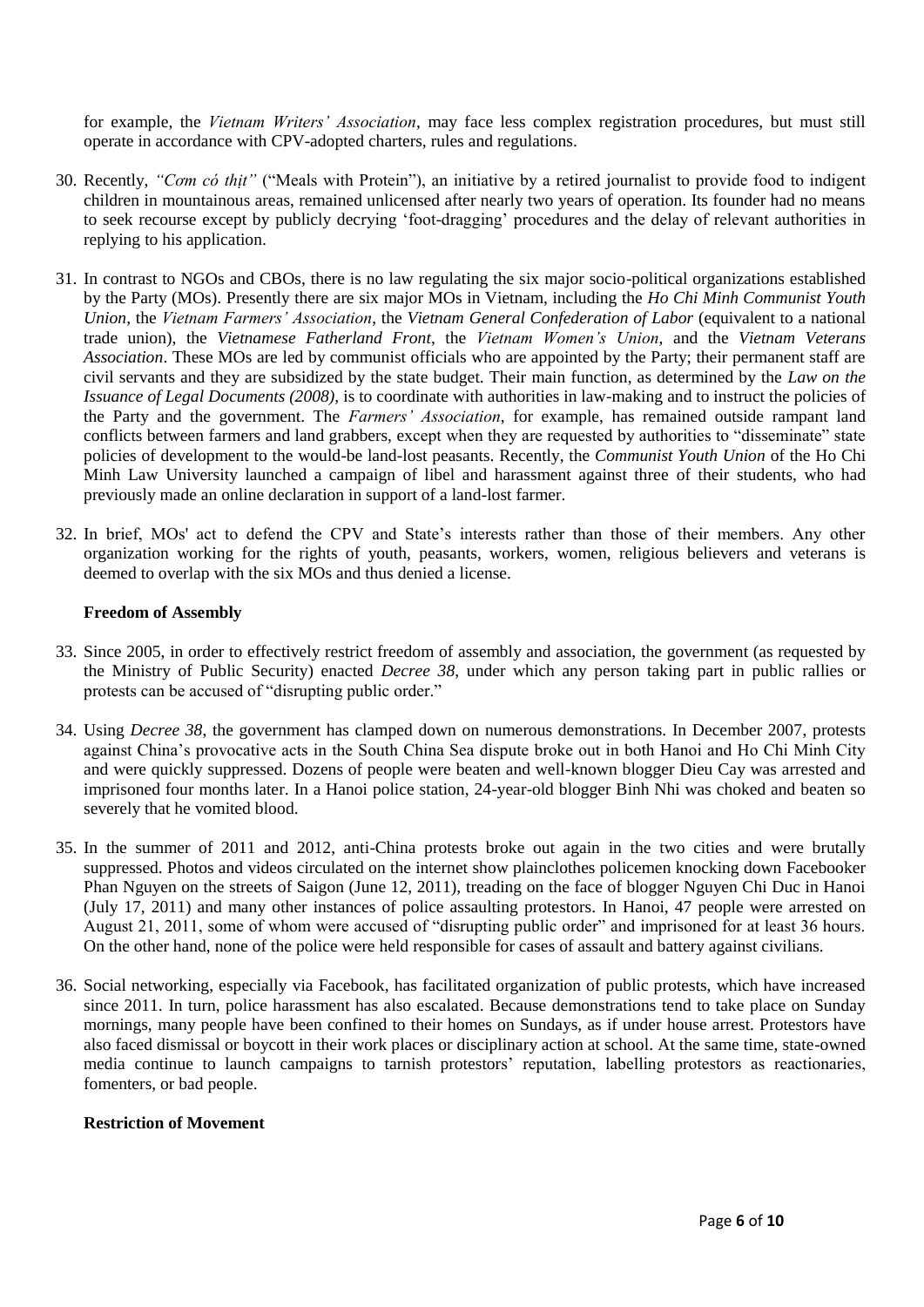for example, the *Vietnam Writers' Association*, may face less complex registration procedures, but must still operate in accordance with CPV-adopted charters, rules and regulations.

30. Recently, *"Cơm có thịt"* ("Meals with Protein"), an initiative by a retired journalist to provide food to indigent children in mountainous areas, remained unlicensed after nearly two years of operation. Its founder had no means to seek recourse except by publicly decrying 'foot-dragging' procedures and the delay of relevant authorities in replying to his application.

31. In contrast to NGOs and CBOs, there is no law regulating the six major socio-political organizations established by the Party (MOs). Presently there are six major MOs in Vietnam, including the *Ho Chi Minh Communist Youth Union*, the *Vietnam Farmers' Association*, the *Vietnam General Confederation of Labor* (equivalent to a national trade union), the *Vietnamese Fatherland Front*, the *Vietnam Women's Union*, and the *Vietnam Veterans Association*. These MOs are led by communist officials who are appointed by the Party; their permanent staff are civil servants and they are subsidized by the state budget. Their main function, as determined by the *Law on the Issuance of Legal Documents (2008)*, is to coordinate with authorities in law-making and to instruct the policies of the Party and the government. The *Farmers' Association*, for example, has remained outside rampant land conflicts between farmers and land grabbers, except when they are requested by authorities to "disseminate" state policies of development to the would-be land-lost peasants. Recently, the *Communist Youth Union* of the Ho Chi Minh Law University launched a campaign of libel and harassment against three of their students, who had previously made an online declaration in support of a land-lost farmer.

32. In brief, MOs' act to defend the CPV and State's interests rather than those of their members. Any other organization working for the rights of youth, peasants, workers, women, religious believers and veterans is deemed to overlap with the six MOs and thus denied a license.

**Freedom of Assembly**

33. Since 2005, in order to effectively restrict freedom of assembly and association, the government (as requested by the Ministry of Public Security) enacted *Decree 38*, under which any person taking part in public rallies or protests can be accused of "disrupting public order."

34. Using *Decree 38*, the government has clamped down on numerous demonstrations. In December 2007, protests against China's provocative acts in the South China Sea dispute broke out in both Hanoi and Ho Chi Minh City and were quickly suppressed. Dozens of people were beaten and well-known blogger Dieu Cay was arrested and imprisoned four months later. In a Hanoi police station, 24-year-old blogger Binh Nhi was choked and beaten so severely that he vomited blood.

35. In the summer of 2011 and 2012, anti-China protests broke out again in the two cities and were brutally suppressed. Photos and videos circulated on the internet show plainclothes policemen knocking down Facebooker Phan Nguyen on the streets of Saigon (June 12, 2011), treading on the face of blogger Nguyen Chi Duc in Hanoi (July 17, 2011) and many other instances of police assaulting protestors. In Hanoi, 47 people were arrested on August 21, 2011, some of whom were accused of "disrupting public order" and imprisoned for at least 36 hours. On the other hand, none of the police were held responsible for cases of assault and battery against civilians.

36. Social networking, especially via Facebook, has facilitated organization of public protests, which have increased since 2011. In turn, police harassment has also escalated. Because demonstrations tend to take place on Sunday mornings, many people have been confined to their homes on Sundays, as if under house arrest. Protestors have also faced dismissal or boycott in their work places or disciplinary action at school. At the same time, state-owned media continue to launch campaigns to tarnish protestors' reputation, labelling protestors as reactionaries, fomenters, or bad people.

**Restriction of Movement**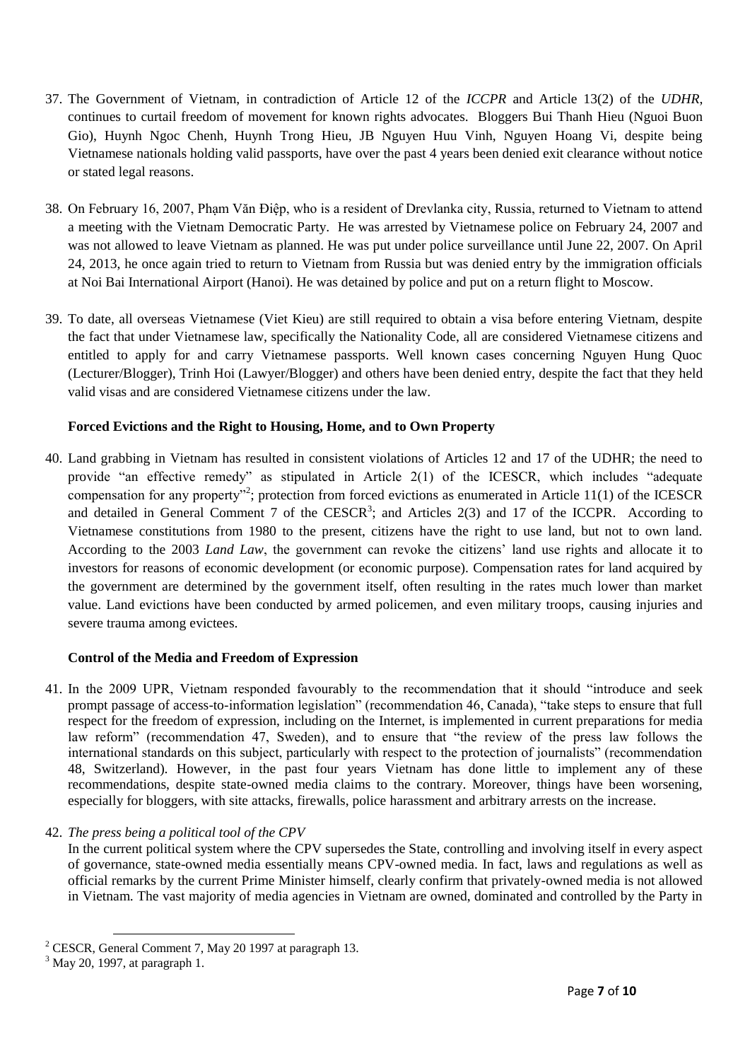37. The Government of Vietnam, in contradiction of Article 12 of the *ICCPR* and Article 13(2) of the *UDHR*, continues to curtail freedom of movement for known rights advocates. Bloggers Bui Thanh Hieu (Nguoi Buon Gio), Huynh Ngoc Chenh, Huynh Trong Hieu, JB Nguyen Huu Vinh, Nguyen Hoang Vi, despite being Vietnamese nationals holding valid passports, have over the past 4 years been denied exit clearance without notice or stated legal reasons.

38. On February 16, 2007, Phạm Văn Điệp, who is a resident of Drevlanka city, Russia, returned to Vietnam to attend a meeting with the Vietnam Democratic Party. He was arrested by Vietnamese police on February 24, 2007 and was not allowed to leave Vietnam as planned. He was put under police surveillance until June 22, 2007. On April 24, 2013, he once again tried to return to Vietnam from Russia but was denied entry by the immigration officials at Noi Bai International Airport (Hanoi). He was detained by police and put on a return flight to Moscow.

39. To date, all overseas Vietnamese (Viet Kieu) are still required to obtain a visa before entering Vietnam, despite the fact that under Vietnamese law, specifically the Nationality Code, all are considered Vietnamese citizens and entitled to apply for and carry Vietnamese passports. Well known cases concerning Nguyen Hung Quoc (Lecturer/Blogger), Trinh Hoi (Lawyer/Blogger) and others have been denied entry, despite the fact that they held valid visas and are considered Vietnamese citizens under the law.

**Forced Evictions and the Right to Housing, Home, and to Own Property**

40. Land grabbing in Vietnam has resulted in consistent violations of Articles 12 and 17 of the UDHR; the need to provide "an effective remedy" as stipulated in Article 2(1) of the ICESCR, which includes "adequate compensation for any property"[2]; protection from forced evictions as enumerated in Article 11(1) of the ICESCR and detailed in General Comment 7 of the CESCR[3]; and Articles 2(3) and 17 of the ICCPR. According to Vietnamese constitutions from 1980 to the present, citizens have the right to use land, but not to own land. According to the 2003 *Land Law*, the government can revoke the citizens' land use rights and allocate it to investors for reasons of economic development (or economic purpose). Compensation rates for land acquired by the government are determined by the government itself, often resulting in the rates much lower than market value. Land evictions have been conducted by armed policemen, and even military troops, causing injuries and severe trauma among evictees.

**Control of the Media and Freedom of Expression**

41. In the 2009 UPR, Vietnam responded favourably to the recommendation that it should "introduce and seek prompt passage of access-to-information legislation" (recommendation 46, Canada), "take steps to ensure that full respect for the freedom of expression, including on the Internet, is implemented in current preparations for media law reform" (recommendation 47, Sweden), and to ensure that "the review of the press law follows the international standards on this subject, particularly with respect to the protection of journalists" (recommendation 48, Switzerland). However, in the past four years Vietnam has done little to implement any of these recommendations, despite state-owned media claims to the contrary. Moreover, things have been worsening, especially for bloggers, with site attacks, firewalls, police harassment and arbitrary arrests on the increase.

42. *The press being a political tool of the CPV*

    In the current political system where the CPV supersedes the State, controlling and involving itself in every aspect of governance, state-owned media essentially means CPV-owned media. In fact, laws and regulations as well as official remarks by the current Prime Minister himself, clearly confirm that privately-owned media is not allowed in Vietnam. The vast majority of media agencies in Vietnam are owned, dominated and controlled by the Party in

---

[2] CESCR, General Comment 7, May 20 1997 at paragraph 13.

[3] May 20, 1997, at paragraph 1.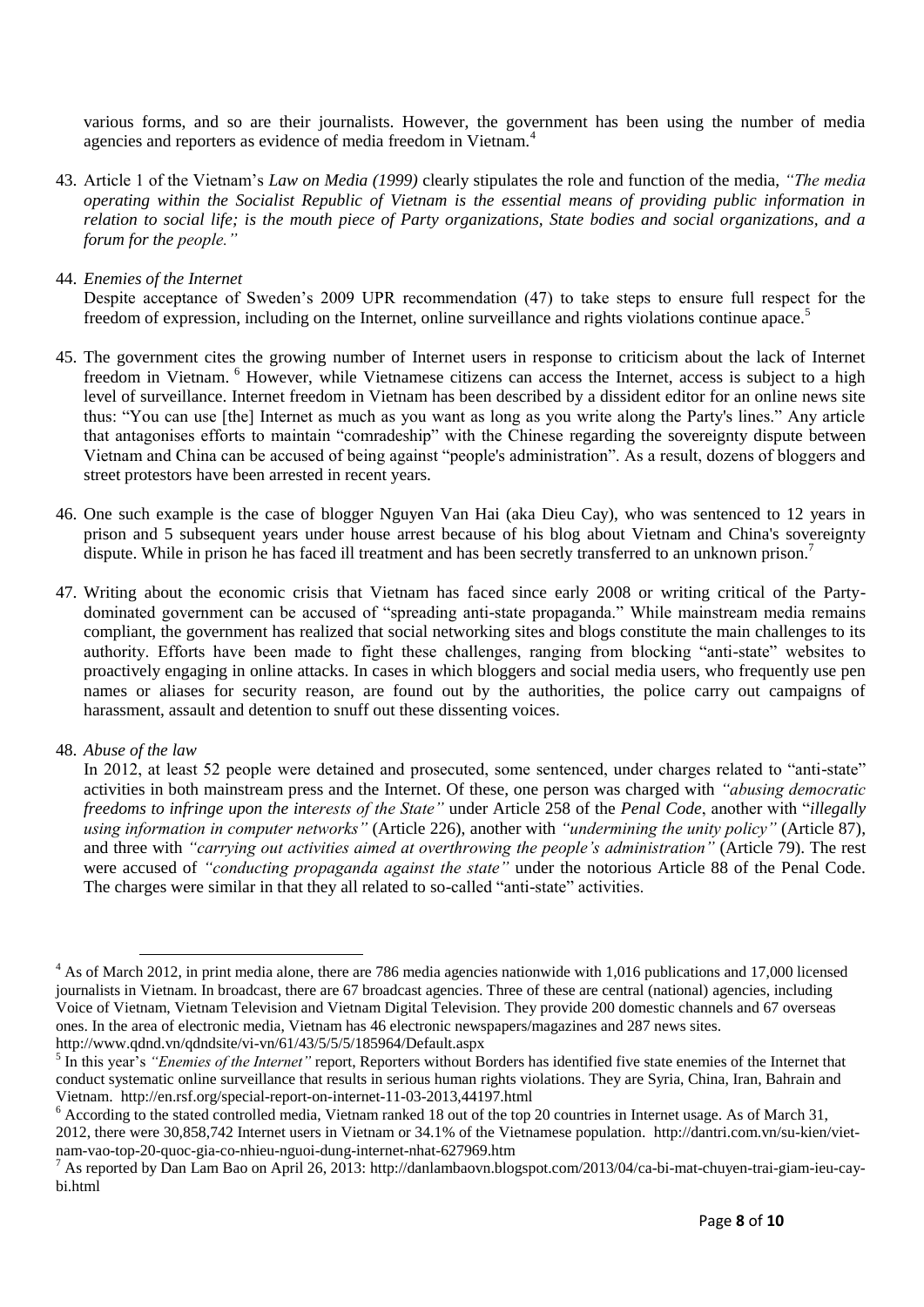various forms, and so are their journalists. However, the government has been using the number of media agencies and reporters as evidence of media freedom in Vietnam.[4]

43. Article 1 of the Vietnam's *Law on Media (1999)* clearly stipulates the role and function of the media, *"The media operating within the Socialist Republic of Vietnam is the essential means of providing public information in relation to social life; is the mouth piece of Party organizations, State bodies and social organizations, and a forum for the people."*

44. *Enemies of the Internet*
Despite acceptance of Sweden's 2009 UPR recommendation (47) to take steps to ensure full respect for the freedom of expression, including on the Internet, online surveillance and rights violations continue apace.[5]

45. The government cites the growing number of Internet users in response to criticism about the lack of Internet freedom in Vietnam.[6] However, while Vietnamese citizens can access the Internet, access is subject to a high level of surveillance. Internet freedom in Vietnam has been described by a dissident editor for an online news site thus: "You can use [the] Internet as much as you want as long as you write along the Party's lines." Any article that antagonises efforts to maintain "comradeship" with the Chinese regarding the sovereignty dispute between Vietnam and China can be accused of being against "people's administration". As a result, dozens of bloggers and street protestors have been arrested in recent years.

46. One such example is the case of blogger Nguyen Van Hai (aka Dieu Cay), who was sentenced to 12 years in prison and 5 subsequent years under house arrest because of his blog about Vietnam and China's sovereignty dispute. While in prison he has faced ill treatment and has been secretly transferred to an unknown prison.[7]

47. Writing about the economic crisis that Vietnam has faced since early 2008 or writing critical of the Party-dominated government can be accused of "spreading anti-state propaganda." While mainstream media remains compliant, the government has realized that social networking sites and blogs constitute the main challenges to its authority. Efforts have been made to fight these challenges, ranging from blocking "anti-state" websites to proactively engaging in online attacks. In cases in which bloggers and social media users, who frequently use pen names or aliases for security reason, are found out by the authorities, the police carry out campaigns of harassment, assault and detention to snuff out these dissenting voices.

48. *Abuse of the law*
In 2012, at least 52 people were detained and prosecuted, some sentenced, under charges related to "anti-state" activities in both mainstream press and the Internet. Of these, one person was charged with *"abusing democratic freedoms to infringe upon the interests of the State"* under Article 258 of the *Penal Code*, another with "*illegally using information in computer networks"* (Article 226), another with *"undermining the unity policy"* (Article 87), and three with *"carrying out activities aimed at overthrowing the people's administration"* (Article 79). The rest were accused of *"conducting propaganda against the state"* under the notorious Article 88 of the Penal Code. The charges were similar in that they all related to so-called "anti-state" activities.

---

[4] As of March 2012, in print media alone, there are 786 media agencies nationwide with 1,016 publications and 17,000 licensed journalists in Vietnam. In broadcast, there are 67 broadcast agencies. Three of these are central (national) agencies, including Voice of Vietnam, Vietnam Television and Vietnam Digital Television. They provide 200 domestic channels and 67 overseas ones. In the area of electronic media, Vietnam has 46 electronic newspapers/magazines and 287 news sites. http://www.qdnd.vn/qdndsite/vi-vn/61/43/5/5/5/185964/Default.aspx

[5] In this year's *"Enemies of the Internet"* report, Reporters without Borders has identified five state enemies of the Internet that conduct systematic online surveillance that results in serious human rights violations. They are Syria, China, Iran, Bahrain and Vietnam. http://en.rsf.org/special-report-on-internet-11-03-2013,44197.html

[6] According to the stated controlled media, Vietnam ranked 18 out of the top 20 countries in Internet usage. As of March 31, 2012, there were 30,858,742 Internet users in Vietnam or 34.1% of the Vietnamese population. http://dantri.com.vn/su-kien/viet-nam-vao-top-20-quoc-gia-co-nhieu-nguoi-dung-internet-nhat-627969.htm

[7] As reported by Dan Lam Bao on April 26, 2013: http://danlambaovn.blogspot.com/2013/04/ca-bi-mat-chuyen-trai-giam-ieu-cay-bi.html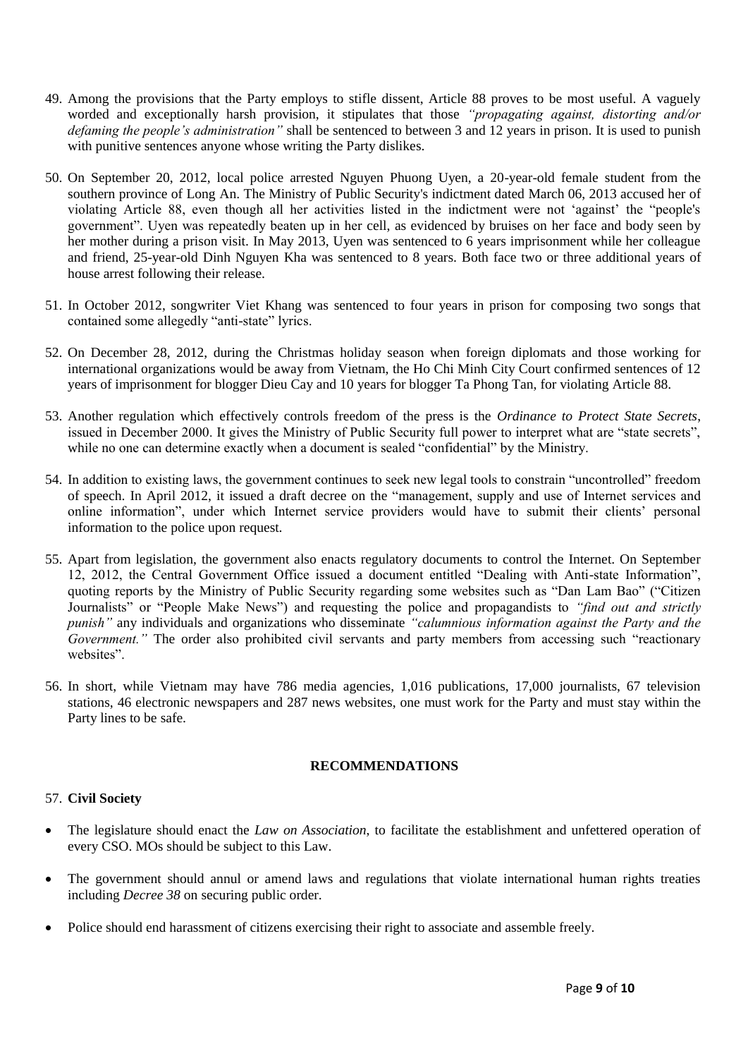49. Among the provisions that the Party employs to stifle dissent, Article 88 proves to be most useful. A vaguely worded and exceptionally harsh provision, it stipulates that those *"propagating against, distorting and/or defaming the people's administration"* shall be sentenced to between 3 and 12 years in prison. It is used to punish with punitive sentences anyone whose writing the Party dislikes.

50. On September 20, 2012, local police arrested Nguyen Phuong Uyen, a 20-year-old female student from the southern province of Long An. The Ministry of Public Security's indictment dated March 06, 2013 accused her of violating Article 88, even though all her activities listed in the indictment were not 'against' the "people's government". Uyen was repeatedly beaten up in her cell, as evidenced by bruises on her face and body seen by her mother during a prison visit. In May 2013, Uyen was sentenced to 6 years imprisonment while her colleague and friend, 25-year-old Dinh Nguyen Kha was sentenced to 8 years. Both face two or three additional years of house arrest following their release.

51. In October 2012, songwriter Viet Khang was sentenced to four years in prison for composing two songs that contained some allegedly "anti-state" lyrics.

52. On December 28, 2012, during the Christmas holiday season when foreign diplomats and those working for international organizations would be away from Vietnam, the Ho Chi Minh City Court confirmed sentences of 12 years of imprisonment for blogger Dieu Cay and 10 years for blogger Ta Phong Tan, for violating Article 88.

53. Another regulation which effectively controls freedom of the press is the *Ordinance to Protect State Secrets*, issued in December 2000. It gives the Ministry of Public Security full power to interpret what are "state secrets", while no one can determine exactly when a document is sealed "confidential" by the Ministry.

54. In addition to existing laws, the government continues to seek new legal tools to constrain "uncontrolled" freedom of speech. In April 2012, it issued a draft decree on the "management, supply and use of Internet services and online information", under which Internet service providers would have to submit their clients' personal information to the police upon request.

55. Apart from legislation, the government also enacts regulatory documents to control the Internet. On September 12, 2012, the Central Government Office issued a document entitled "Dealing with Anti-state Information", quoting reports by the Ministry of Public Security regarding some websites such as "Dan Lam Bao" ("Citizen Journalists" or "People Make News") and requesting the police and propagandists to *"find out and strictly punish"* any individuals and organizations who disseminate *"calumnious information against the Party and the Government."* The order also prohibited civil servants and party members from accessing such "reactionary websites".

56. In short, while Vietnam may have 786 media agencies, 1,016 publications, 17,000 journalists, 67 television stations, 46 electronic newspapers and 287 news websites, one must work for the Party and must stay within the Party lines to be safe.

## RECOMMENDATIONS

57. **Civil Society**

- The legislature should enact the *Law on Association*, to facilitate the establishment and unfettered operation of every CSO. MOs should be subject to this Law.

- The government should annul or amend laws and regulations that violate international human rights treaties including *Decree 38* on securing public order.

- Police should end harassment of citizens exercising their right to associate and assemble freely.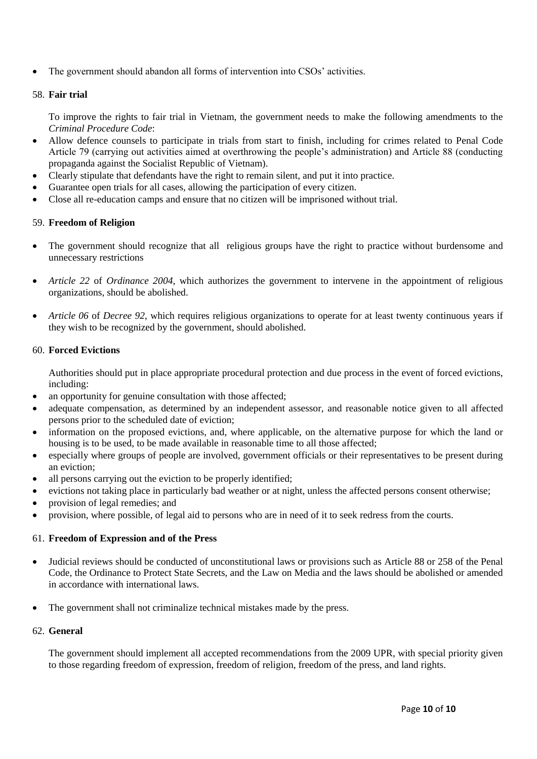- The government should abandon all forms of intervention into CSOs' activities.

58. **Fair trial**

To improve the rights to fair trial in Vietnam, the government needs to make the following amendments to the *Criminal Procedure Code*:

- Allow defence counsels to participate in trials from start to finish, including for crimes related to Penal Code Article 79 (carrying out activities aimed at overthrowing the people's administration) and Article 88 (conducting propaganda against the Socialist Republic of Vietnam).
- Clearly stipulate that defendants have the right to remain silent, and put it into practice.
- Guarantee open trials for all cases, allowing the participation of every citizen.
- Close all re-education camps and ensure that no citizen will be imprisoned without trial.

59. **Freedom of Religion**

- The government should recognize that all religious groups have the right to practice without burdensome and unnecessary restrictions
- *Article 22* of *Ordinance 2004*, which authorizes the government to intervene in the appointment of religious organizations, should be abolished.
- *Article 06* of *Decree 92*, which requires religious organizations to operate for at least twenty continuous years if they wish to be recognized by the government, should abolished.

60. **Forced Evictions**

Authorities should put in place appropriate procedural protection and due process in the event of forced evictions, including:

- an opportunity for genuine consultation with those affected;
- adequate compensation, as determined by an independent assessor, and reasonable notice given to all affected persons prior to the scheduled date of eviction;
- information on the proposed evictions, and, where applicable, on the alternative purpose for which the land or housing is to be used, to be made available in reasonable time to all those affected;
- especially where groups of people are involved, government officials or their representatives to be present during an eviction;
- all persons carrying out the eviction to be properly identified;
- evictions not taking place in particularly bad weather or at night, unless the affected persons consent otherwise;
- provision of legal remedies; and
- provision, where possible, of legal aid to persons who are in need of it to seek redress from the courts.

61. **Freedom of Expression and of the Press**

- Judicial reviews should be conducted of unconstitutional laws or provisions such as Article 88 or 258 of the Penal Code, the Ordinance to Protect State Secrets, and the Law on Media and the laws should be abolished or amended in accordance with international laws.
- The government shall not criminalize technical mistakes made by the press.

62. **General**

The government should implement all accepted recommendations from the 2009 UPR, with special priority given to those regarding freedom of expression, freedom of religion, freedom of the press, and land rights.